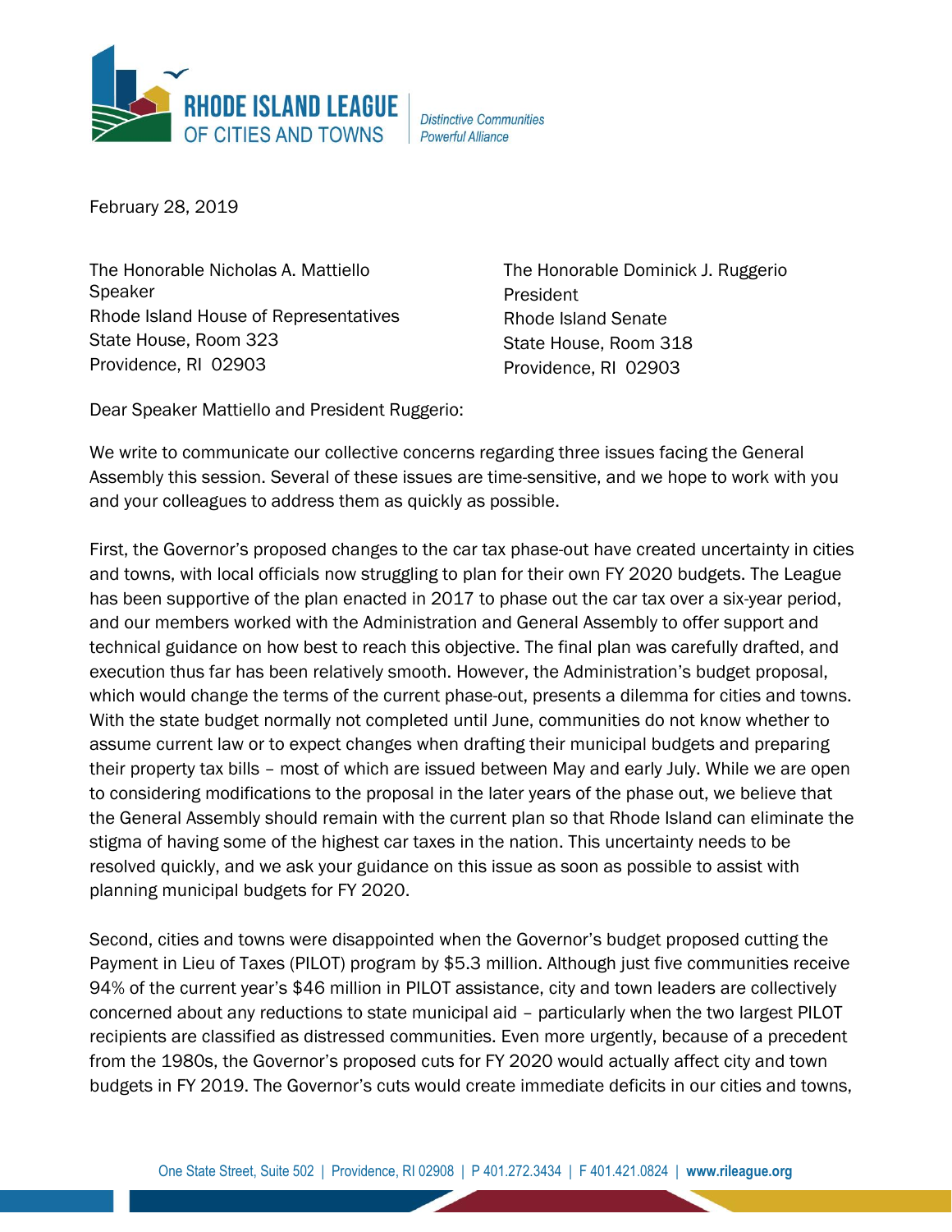**RHODE ISLAND LEAGUE OF CITIES AND TOWNS**

*Distinctive Communities Powerful Alliance*

February 28, 2019

The Honorable Nicholas A. Mattiello
Speaker
Rhode Island House of Representatives
State House, Room 323
Providence, RI 02903

The Honorable Dominick J. Ruggerio
President
Rhode Island Senate
State House, Room 318
Providence, RI 02903

Dear Speaker Mattiello and President Ruggerio:

We write to communicate our collective concerns regarding three issues facing the General Assembly this session. Several of these issues are time-sensitive, and we hope to work with you and your colleagues to address them as quickly as possible.

First, the Governor's proposed changes to the car tax phase-out have created uncertainty in cities and towns, with local officials now struggling to plan for their own FY 2020 budgets. The League has been supportive of the plan enacted in 2017 to phase out the car tax over a six-year period, and our members worked with the Administration and General Assembly to offer support and technical guidance on how best to reach this objective. The final plan was carefully drafted, and execution thus far has been relatively smooth. However, the Administration's budget proposal, which would change the terms of the current phase-out, presents a dilemma for cities and towns. With the state budget normally not completed until June, communities do not know whether to assume current law or to expect changes when drafting their municipal budgets and preparing their property tax bills – most of which are issued between May and early July. While we are open to considering modifications to the proposal in the later years of the phase out, we believe that the General Assembly should remain with the current plan so that Rhode Island can eliminate the stigma of having some of the highest car taxes in the nation. This uncertainty needs to be resolved quickly, and we ask your guidance on this issue as soon as possible to assist with planning municipal budgets for FY 2020.

Second, cities and towns were disappointed when the Governor's budget proposed cutting the Payment in Lieu of Taxes (PILOT) program by $5.3 million. Although just five communities receive 94% of the current year's $46 million in PILOT assistance, city and town leaders are collectively concerned about any reductions to state municipal aid – particularly when the two largest PILOT recipients are classified as distressed communities. Even more urgently, because of a precedent from the 1980s, the Governor's proposed cuts for FY 2020 would actually affect city and town budgets in FY 2019. The Governor's cuts would create immediate deficits in our cities and towns,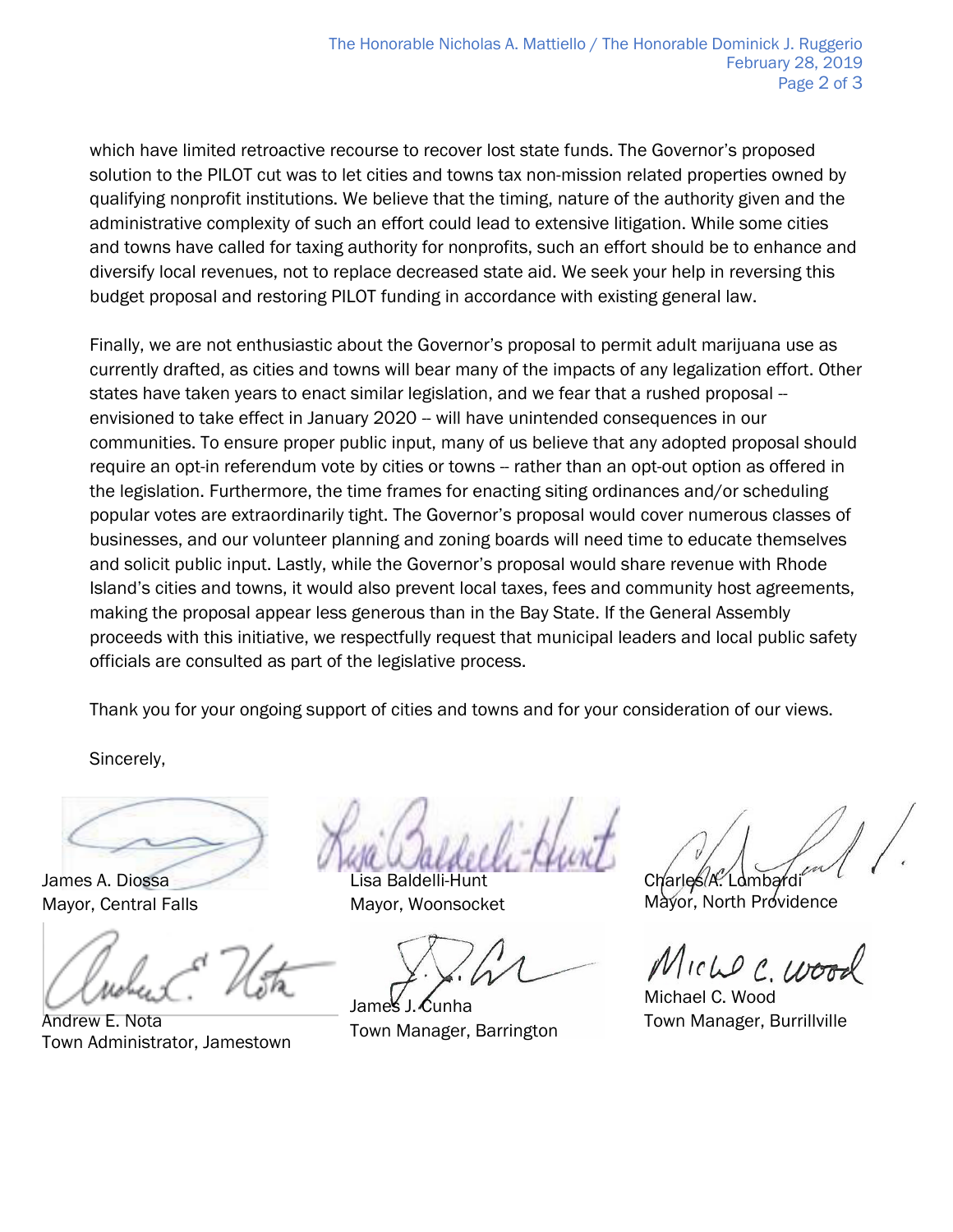which have limited retroactive recourse to recover lost state funds. The Governor's proposed solution to the PILOT cut was to let cities and towns tax non-mission related properties owned by qualifying nonprofit institutions. We believe that the timing, nature of the authority given and the administrative complexity of such an effort could lead to extensive litigation. While some cities and towns have called for taxing authority for nonprofits, such an effort should be to enhance and diversify local revenues, not to replace decreased state aid. We seek your help in reversing this budget proposal and restoring PILOT funding in accordance with existing general law.

Finally, we are not enthusiastic about the Governor's proposal to permit adult marijuana use as currently drafted, as cities and towns will bear many of the impacts of any legalization effort. Other states have taken years to enact similar legislation, and we fear that a rushed proposal -- envisioned to take effect in January 2020 -- will have unintended consequences in our communities. To ensure proper public input, many of us believe that any adopted proposal should require an opt-in referendum vote by cities or towns -- rather than an opt-out option as offered in the legislation. Furthermore, the time frames for enacting siting ordinances and/or scheduling popular votes are extraordinarily tight. The Governor's proposal would cover numerous classes of businesses, and our volunteer planning and zoning boards will need time to educate themselves and solicit public input. Lastly, while the Governor's proposal would share revenue with Rhode Island's cities and towns, it would also prevent local taxes, fees and community host agreements, making the proposal appear less generous than in the Bay State. If the General Assembly proceeds with this initiative, we respectfully request that municipal leaders and local public safety officials are consulted as part of the legislative process.

Thank you for your ongoing support of cities and towns and for your consideration of our views.

Sincerely,

James A. Diossa
Mayor, Central Falls

Lisa Baldelli-Hunt
Mayor, Woonsocket

Charles A. Lombardi
Mayor, North Providence

Andrew E. Nota
Town Administrator, Jamestown

James J. Cunha
Town Manager, Barrington

Michael C. Wood
Town Manager, Burrillville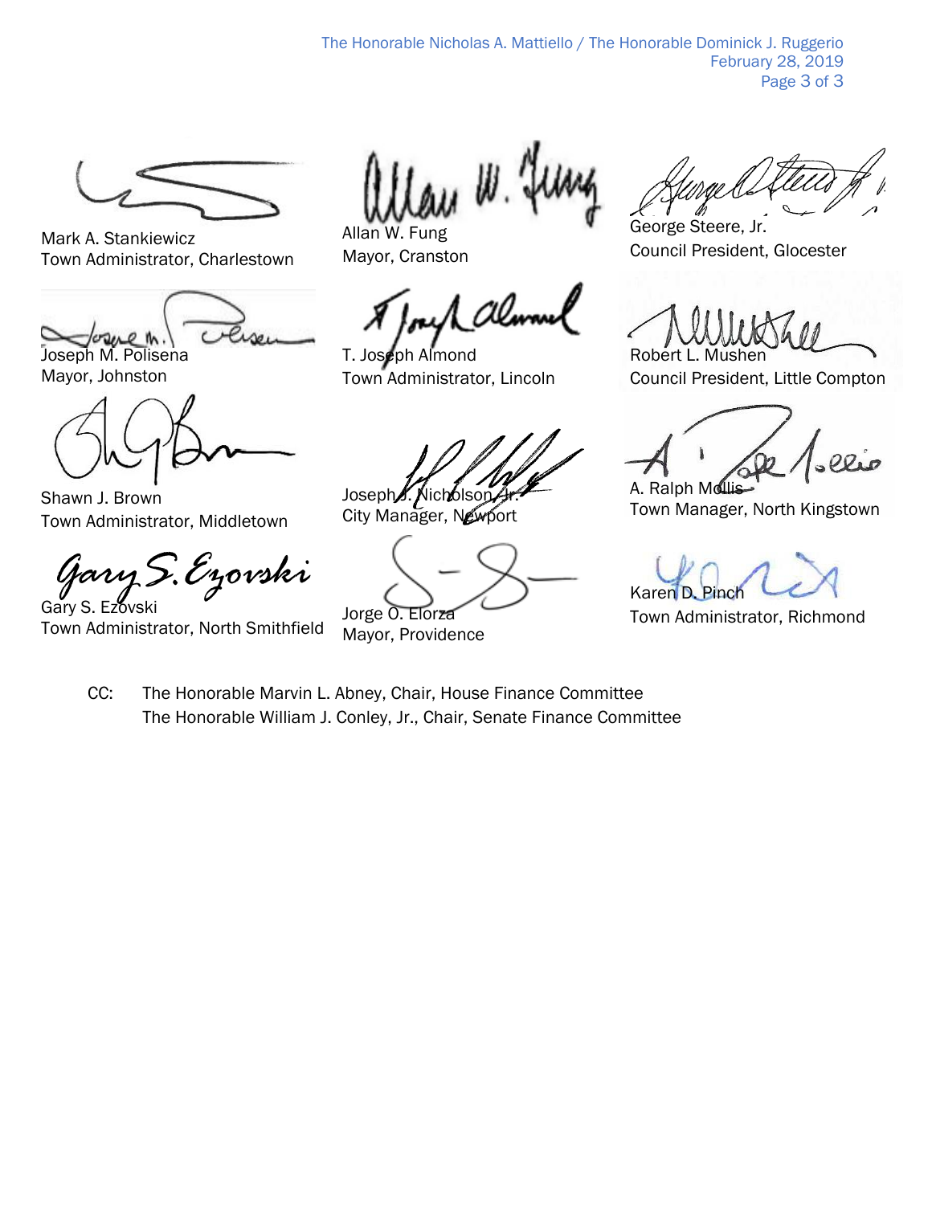Mark A. Stankiewicz
Town Administrator, Charlestown

Allan W. Fung
Mayor, Cranston

George Steere, Jr.
Council President, Glocester

Joseph M. Polisena
Mayor, Johnston

T. Joseph Almond
Town Administrator, Lincoln

Robert L. Mushen
Council President, Little Compton

Shawn J. Brown
Town Administrator, Middletown

Joseph J. Nicholson, Jr.
City Manager, Newport

A. Ralph Mollis
Town Manager, North Kingstown

Gary S. Ezovski
Town Administrator, North Smithfield

Jorge O. Elorza
Mayor, Providence

Karen D. Pinch
Town Administrator, Richmond

CC: The Honorable Marvin L. Abney, Chair, House Finance Committee
The Honorable William J. Conley, Jr., Chair, Senate Finance Committee